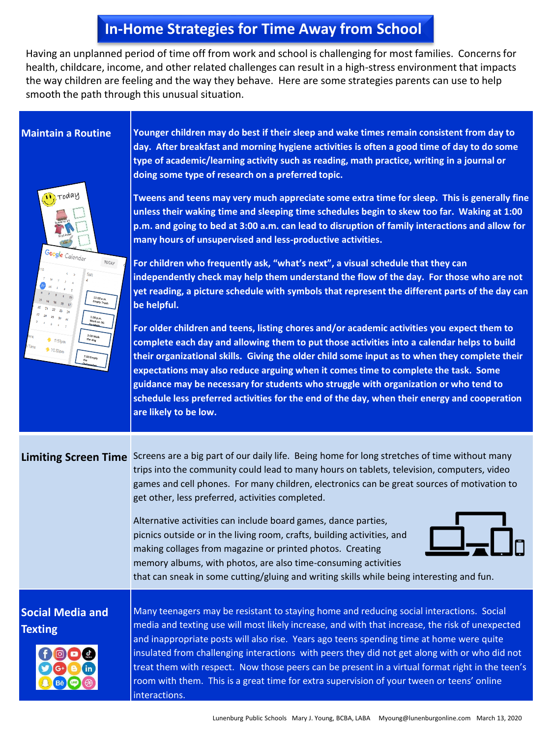# In-Home Strategies for Time Away from School

Having an unplanned period of time off from work and school is challenging for most families. Concerns for health, childcare, income, and other related challenges can result in a high-stress environment that impacts the way children are feeling and the way they behave. Here are some strategies parents can use to help smooth the path through this unusual situation.

## Maintain a Routine

**Younger children may do best if their sleep and wake times remain consistent from day to day. After breakfast and morning hygiene activities is often a good time of day to do some type of academic/learning activity such as reading, math practice, writing in a journal or doing some type of research on a preferred topic.**

**Tweens and teens may very much appreciate some extra time for sleep. This is generally fine unless their waking time and sleeping time schedules begin to skew too far. Waking at 1:00 p.m. and going to bed at 3:00 a.m. can lead to disruption of family interactions and allow for many hours of unsupervised and less-productive activities.**

**For children who frequently ask, "what's next", a visual schedule that they can independently check may help them understand the flow of the day. For those who are not yet reading, a picture schedule with symbols that represent the different parts of the day can be helpful.**

**For older children and teens, listing chores and/or academic activities you expect them to complete each day and allowing them to put those activities into a calendar helps to build their organizational skills. Giving the older child some input as to when they complete their expectations may also reduce arguing when it comes time to complete the task. Some guidance may be necessary for students who struggle with organization or who tend to schedule less preferred activities for the end of the day, when their energy and cooperation are likely to be low.**

## Limiting Screen Time

Screens are a big part of our daily life. Being home for long stretches of time without many trips into the community could lead to many hours on tablets, television, computers, video games and cell phones. For many children, electronics can be great sources of motivation to get other, less preferred, activities completed.

Alternative activities can include board games, dance parties, picnics outside or in the living room, crafts, building activities, and making collages from magazine or printed photos. Creating memory albums, with photos, are also time-consuming activities that can sneak in some cutting/gluing and writing skills while being interesting and fun.

## Social Media and Texting

Many teenagers may be resistant to staying home and reducing social interactions. Social media and texting use will most likely increase, and with that increase, the risk of unexpected and inappropriate posts will also rise. Years ago teens spending time at home were quite insulated from challenging interactions with peers they did not get along with or who did not treat them with respect. Now those peers can be present in a virtual format right in the teen's room with them. This is a great time for extra supervision of your tween or teens' online interactions.

Lunenburg Public Schools Mary J. Young, BCBA, LABA Myoung@lunenburgonline.com March 13, 2020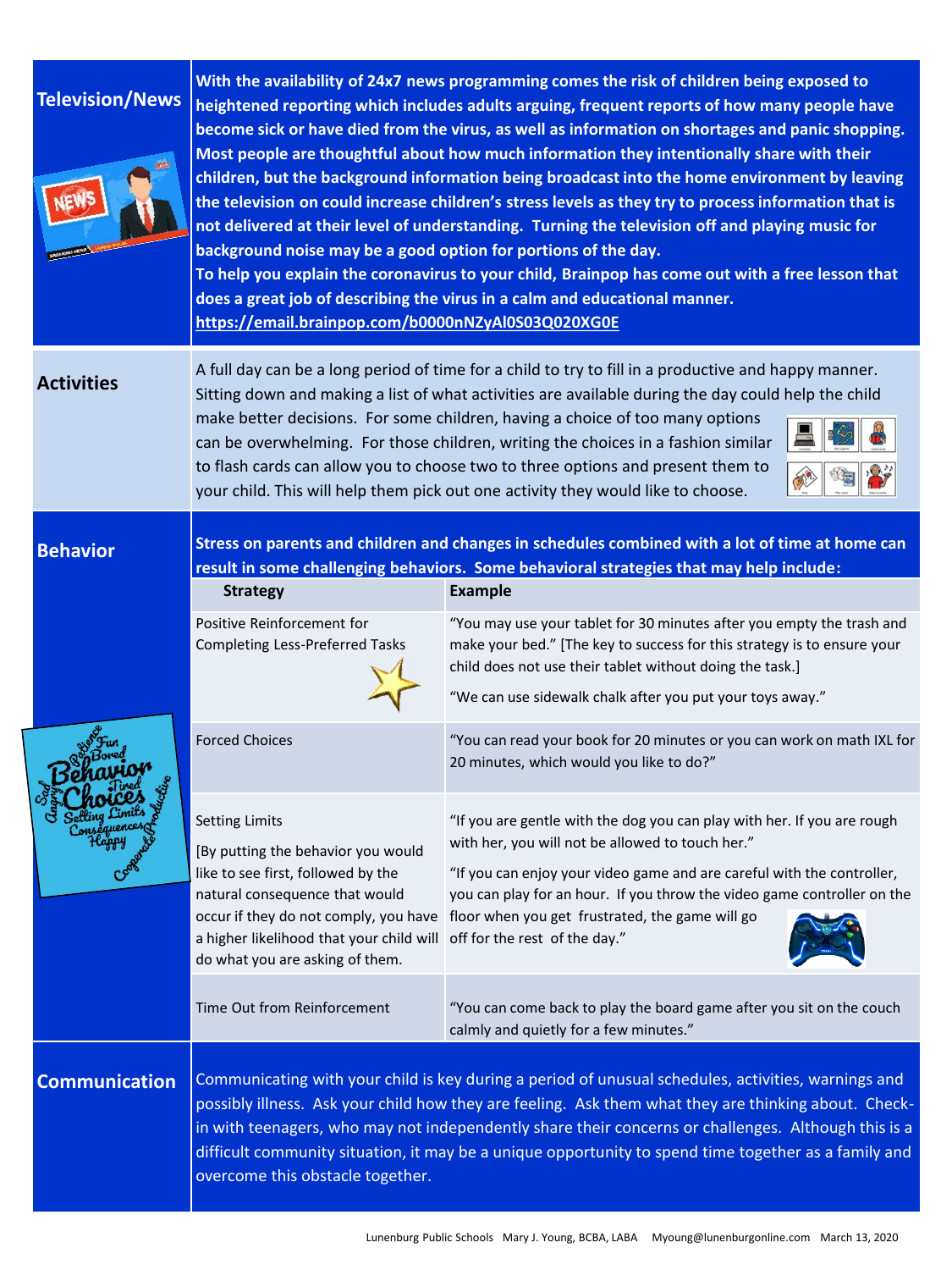## Television/News

**With the availability of 24x7 news programming comes the risk of children being exposed to heightened reporting which includes adults arguing, frequent reports of how many people have become sick or have died from the virus, as well as information on shortages and panic shopping. Most people are thoughtful about how much information they intentionally share with their children, but the background information being broadcast into the home environment by leaving the television on could increase children's stress levels as they try to process information that is not delivered at their level of understanding. Turning the television off and playing music for background noise may be a good option for portions of the day.**

**To help you explain the coronavirus to your child, Brainpop has come out with a free lesson that does a great job of describing the virus in a calm and educational manner.**

**https://email.brainpop.com/b0000nNZyAl0S03Q020XG0E**

## Activities

A full day can be a long period of time for a child to try to fill in a productive and happy manner. Sitting down and making a list of what activities are available during the day could help the child make better decisions. For some children, having a choice of too many options can be overwhelming. For those children, writing the choices in a fashion similar to flash cards can allow you to choose two to three options and present them to your child. This will help them pick out one activity they would like to choose.

## Behavior

**Stress on parents and children and changes in schedules combined with a lot of time at home can result in some challenging behaviors. Some behavioral strategies that may help include:**

| Strategy | Example |
|---|---|
| Positive Reinforcement for Completing Less-Preferred Tasks | "You may use your tablet for 30 minutes after you empty the trash and make your bed." [The key to success for this strategy is to ensure your child does not use their tablet without doing the task.] "We can use sidewalk chalk after you put your toys away." |
| Forced Choices | "You can read your book for 20 minutes or you can work on math IXL for 20 minutes, which would you like to do?" |
| Setting Limits [By putting the behavior you would like to see first, followed by the natural consequence that would occur if they do not comply, you have a higher likelihood that your child will do what you are asking of them. | "If you are gentle with the dog you can play with her. If you are rough with her, you will not be allowed to touch her." "If you can enjoy your video game and are careful with the controller, you can play for an hour. If you throw the video game controller on the floor when you get frustrated, the game will go off for the rest of the day." |
| Time Out from Reinforcement | "You can come back to play the board game after you sit on the couch calmly and quietly for a few minutes." |

## Communication

Communicating with your child is key during a period of unusual schedules, activities, warnings and possibly illness. Ask your child how they are feeling. Ask them what they are thinking about. Check-in with teenagers, who may not independently share their concerns or challenges. Although this is a difficult community situation, it may be a unique opportunity to spend time together as a family and overcome this obstacle together.

Lunenburg Public Schools Mary J. Young, BCBA, LABA Myoung@lunenburgonline.com March 13, 2020